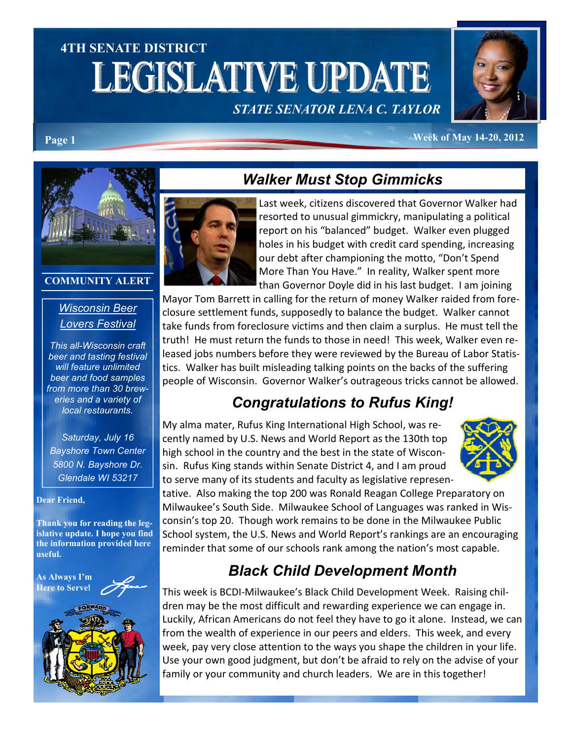# 4TH SENATE DISTRICT LEGISLATIVE UPDATE

*STATE SENATOR LENA C. TAYLOR*

Week of May 14-20, 2012

## Walker Must Stop Gimmicks

Last week, citizens discovered that Governor Walker had resorted to unusual gimmickry, manipulating a political report on his "balanced" budget. Walker even plugged holes in his budget with credit card spending, increasing our debt after championing the motto, "Don't Spend More Than You Have." In reality, Walker spent more than Governor Doyle did in his last budget. I am joining Mayor Tom Barrett in calling for the return of money Walker raided from foreclosure settlement funds, supposedly to balance the budget. Walker cannot take funds from foreclosure victims and then claim a surplus. He must tell the truth! He must return the funds to those in need! This week, Walker even released jobs numbers before they were reviewed by the Bureau of Labor Statistics. Walker has built misleading talking points on the backs of the suffering people of Wisconsin. Governor Walker's outrageous tricks cannot be allowed.

## Congratulations to Rufus King!

My alma mater, Rufus King International High School, was recently named by U.S. News and World Report as the 130th top high school in the country and the best in the state of Wisconsin. Rufus King stands within Senate District 4, and I am proud to serve many of its students and faculty as legislative representative. Also making the top 200 was Ronald Reagan College Preparatory on Milwaukee's South Side. Milwaukee School of Languages was ranked in Wisconsin's top 20. Though work remains to be done in the Milwaukee Public School system, the U.S. News and World Report's rankings are an encouraging reminder that some of our schools rank among the nation's most capable.

## Black Child Development Month

This week is BCDI-Milwaukee's Black Child Development Week. Raising children may be the most difficult and rewarding experience we can engage in. Luckily, African Americans do not feel they have to go it alone. Instead, we can from the wealth of experience in our peers and elders. This week, and every week, pay very close attention to the ways you shape the children in your life. Use your own good judgment, but don't be afraid to rely on the advise of your family or your community and church leaders. We are in this together!

### COMMUNITY ALERT

*Wisconsin Beer Lovers Festival*

*This all-Wisconsin craft beer and tasting festival will feature unlimited beer and food samples from more than 30 breweries and a variety of local restaurants.*

*Saturday, July 16*
*Bayshore Town Center*
*5800 N. Bayshore Dr.*
*Glendale WI 53217*

**Dear Friend,**

**Thank you for reading the legislative update. I hope you find the information provided here useful.**

**As Always I'm Here to Serve!**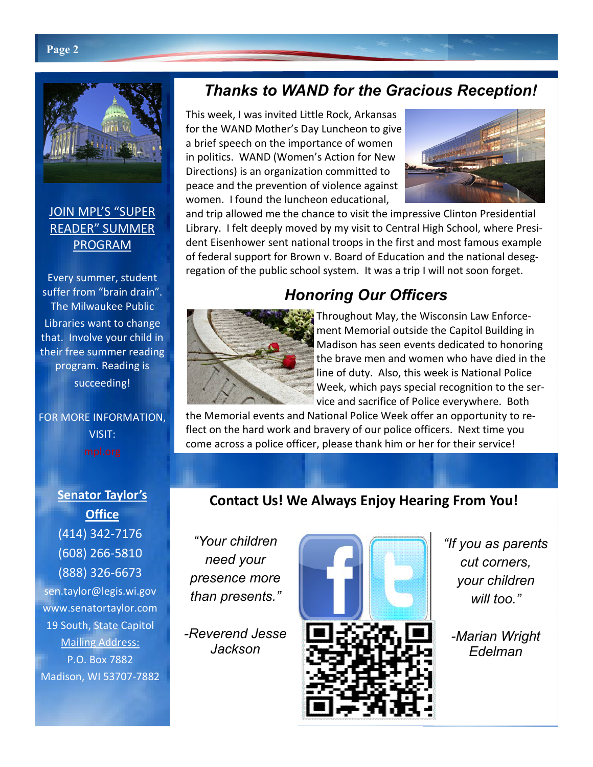## Thanks to WAND for the Gracious Reception!

This week, I was invited Little Rock, Arkansas for the WAND Mother's Day Luncheon to give a brief speech on the importance of women in politics. WAND (Women's Action for New Directions) is an organization committed to peace and the prevention of violence against women. I found the luncheon educational, and trip allowed me the chance to visit the impressive Clinton Presidential Library. I felt deeply moved by my visit to Central High School, where President Eisenhower sent national troops in the first and most famous example of federal support for Brown v. Board of Education and the national desegregation of the public school system. It was a trip I will not soon forget.

## Honoring Our Officers

Throughout May, the Wisconsin Law Enforcement Memorial outside the Capitol Building in Madison has seen events dedicated to honoring the brave men and women who have died in the line of duty. Also, this week is National Police Week, which pays special recognition to the service and sacrifice of Police everywhere. Both the Memorial events and National Police Week offer an opportunity to reflect on the hard work and bravery of our police officers. Next time you come across a police officer, please thank him or her for their service!

### JOIN MPL'S "SUPER READER" SUMMER PROGRAM

Every summer, student suffer from "brain drain". The Milwaukee Public Libraries want to change that. Involve your child in their free summer reading program. Reading is succeeding!

FOR MORE INFORMATION, VISIT:

mpl.org

### Senator Taylor's Office

(414) 342-7176
(608) 266-5810
(888) 326-6673
sen.taylor@legis.wi.gov
www.senatortaylor.com
19 South, State Capitol

Mailing Address:
P.O. Box 7882
Madison, WI 53707-7882

## Contact Us! We Always Enjoy Hearing From You!

*"Your children need your presence more than presents."*

*-Reverend Jesse Jackson*

*"If you as parents cut corners, your children will too."*

*-Marian Wright Edelman*